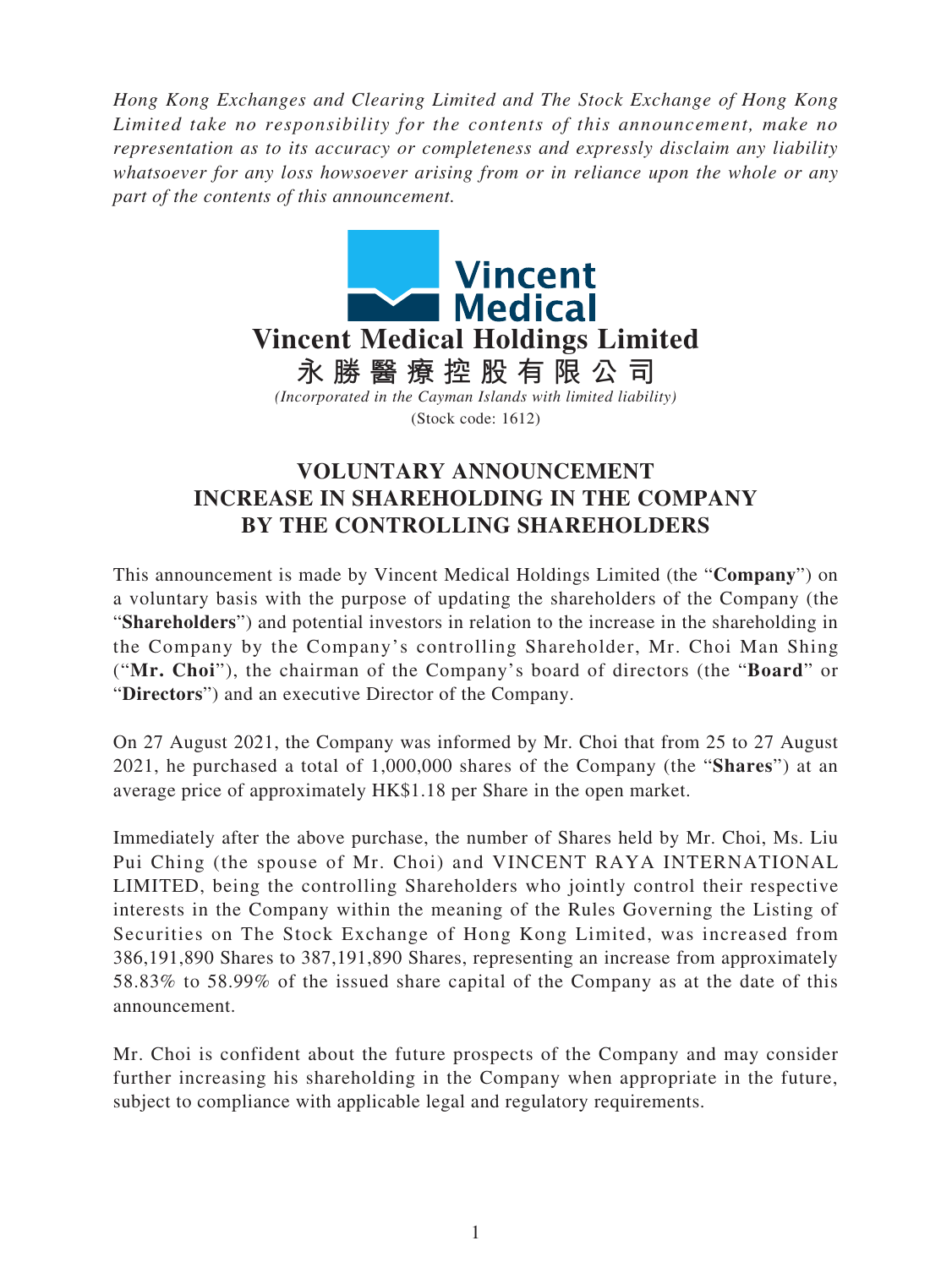*Hong Kong Exchanges and Clearing Limited and The Stock Exchange of Hong Kong Limited take no responsibility for the contents of this announcement, make no representation as to its accuracy or completeness and expressly disclaim any liability whatsoever for any loss howsoever arising from or in reliance upon the whole or any part of the contents of this announcement.*

**Vincent Medical Holdings Limited**

**永勝醫療控股有限公司**

*(Incorporated in the Cayman Islands with limited liability)*

(Stock code: 1612)

# VOLUNTARY ANNOUNCEMENT INCREASE IN SHAREHOLDING IN THE COMPANY BY THE CONTROLLING SHAREHOLDERS

This announcement is made by Vincent Medical Holdings Limited (the "**Company**") on a voluntary basis with the purpose of updating the shareholders of the Company (the "**Shareholders**") and potential investors in relation to the increase in the shareholding in the Company by the Company's controlling Shareholder, Mr. Choi Man Shing ("**Mr. Choi**"), the chairman of the Company's board of directors (the "**Board**" or "**Directors**") and an executive Director of the Company.

On 27 August 2021, the Company was informed by Mr. Choi that from 25 to 27 August 2021, he purchased a total of 1,000,000 shares of the Company (the "**Shares**") at an average price of approximately HK$1.18 per Share in the open market.

Immediately after the above purchase, the number of Shares held by Mr. Choi, Ms. Liu Pui Ching (the spouse of Mr. Choi) and VINCENT RAYA INTERNATIONAL LIMITED, being the controlling Shareholders who jointly control their respective interests in the Company within the meaning of the Rules Governing the Listing of Securities on The Stock Exchange of Hong Kong Limited, was increased from 386,191,890 Shares to 387,191,890 Shares, representing an increase from approximately 58.83% to 58.99% of the issued share capital of the Company as at the date of this announcement.

Mr. Choi is confident about the future prospects of the Company and may consider further increasing his shareholding in the Company when appropriate in the future, subject to compliance with applicable legal and regulatory requirements.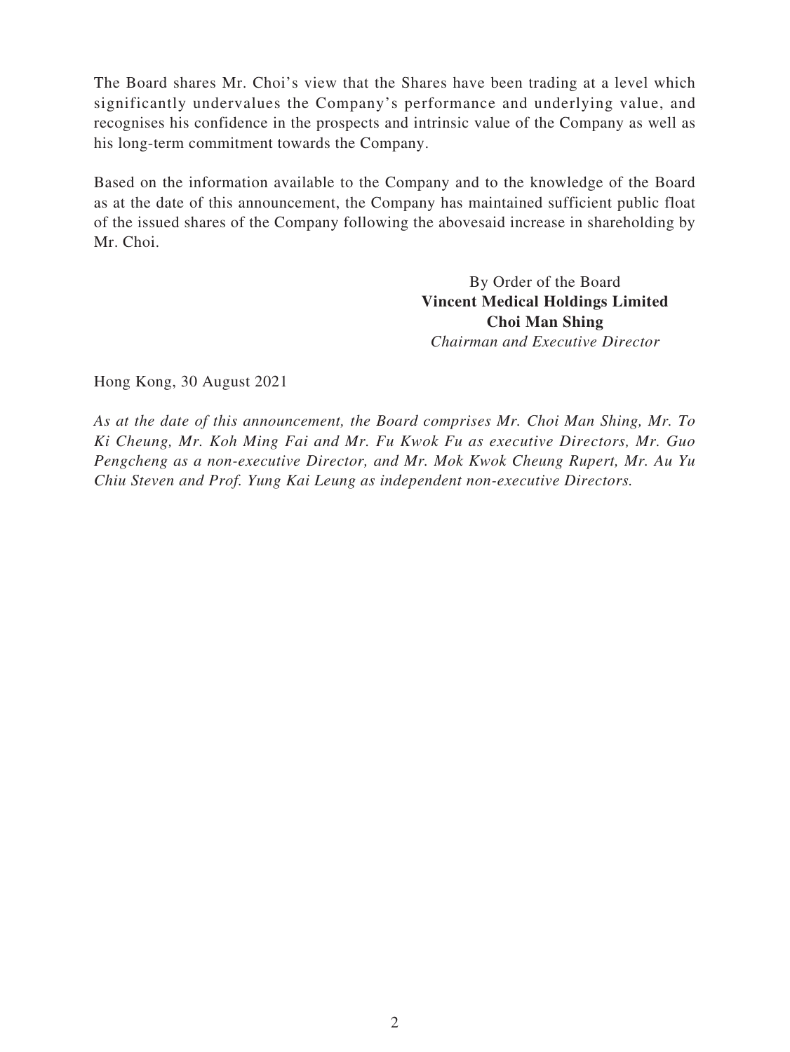The Board shares Mr. Choi's view that the Shares have been trading at a level which significantly undervalues the Company's performance and underlying value, and recognises his confidence in the prospects and intrinsic value of the Company as well as his long-term commitment towards the Company.

Based on the information available to the Company and to the knowledge of the Board as at the date of this announcement, the Company has maintained sufficient public float of the issued shares of the Company following the abovesaid increase in shareholding by Mr. Choi.

By Order of the Board
**Vincent Medical Holdings Limited**
**Choi Man Shing**
*Chairman and Executive Director*

Hong Kong, 30 August 2021

*As at the date of this announcement, the Board comprises Mr. Choi Man Shing, Mr. To Ki Cheung, Mr. Koh Ming Fai and Mr. Fu Kwok Fu as executive Directors, Mr. Guo Pengcheng as a non-executive Director, and Mr. Mok Kwok Cheung Rupert, Mr. Au Yu Chiu Steven and Prof. Yung Kai Leung as independent non-executive Directors.*